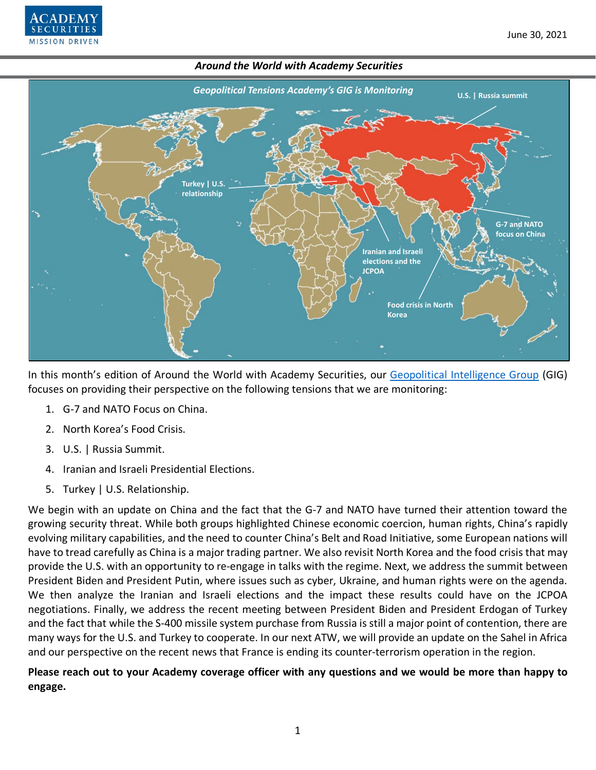June 30, 2021

*Around the World with Academy Securities*

*Geopolitical Tensions Academy's GIG is Monitoring*

U.S. | Russia summit

Turkey | U.S. relationship

G-7 and NATO focus on China

Iranian and Israeli elections and the JCPOA

Food crisis in North Korea

In this month's edition of Around the World with Academy Securities, our Geopolitical Intelligence Group (GIG) focuses on providing their perspective on the following tensions that we are monitoring:

1. G-7 and NATO Focus on China.
2. North Korea's Food Crisis.
3. U.S. | Russia Summit.
4. Iranian and Israeli Presidential Elections.
5. Turkey | U.S. Relationship.

We begin with an update on China and the fact that the G-7 and NATO have turned their attention toward the growing security threat. While both groups highlighted Chinese economic coercion, human rights, China's rapidly evolving military capabilities, and the need to counter China's Belt and Road Initiative, some European nations will have to tread carefully as China is a major trading partner. We also revisit North Korea and the food crisis that may provide the U.S. with an opportunity to re-engage in talks with the regime. Next, we address the summit between President Biden and President Putin, where issues such as cyber, Ukraine, and human rights were on the agenda. We then analyze the Iranian and Israeli elections and the impact these results could have on the JCPOA negotiations. Finally, we address the recent meeting between President Biden and President Erdogan of Turkey and the fact that while the S-400 missile system purchase from Russia is still a major point of contention, there are many ways for the U.S. and Turkey to cooperate. In our next ATW, we will provide an update on the Sahel in Africa and our perspective on the recent news that France is ending its counter-terrorism operation in the region.

**Please reach out to your Academy coverage officer with any questions and we would be more than happy to engage.**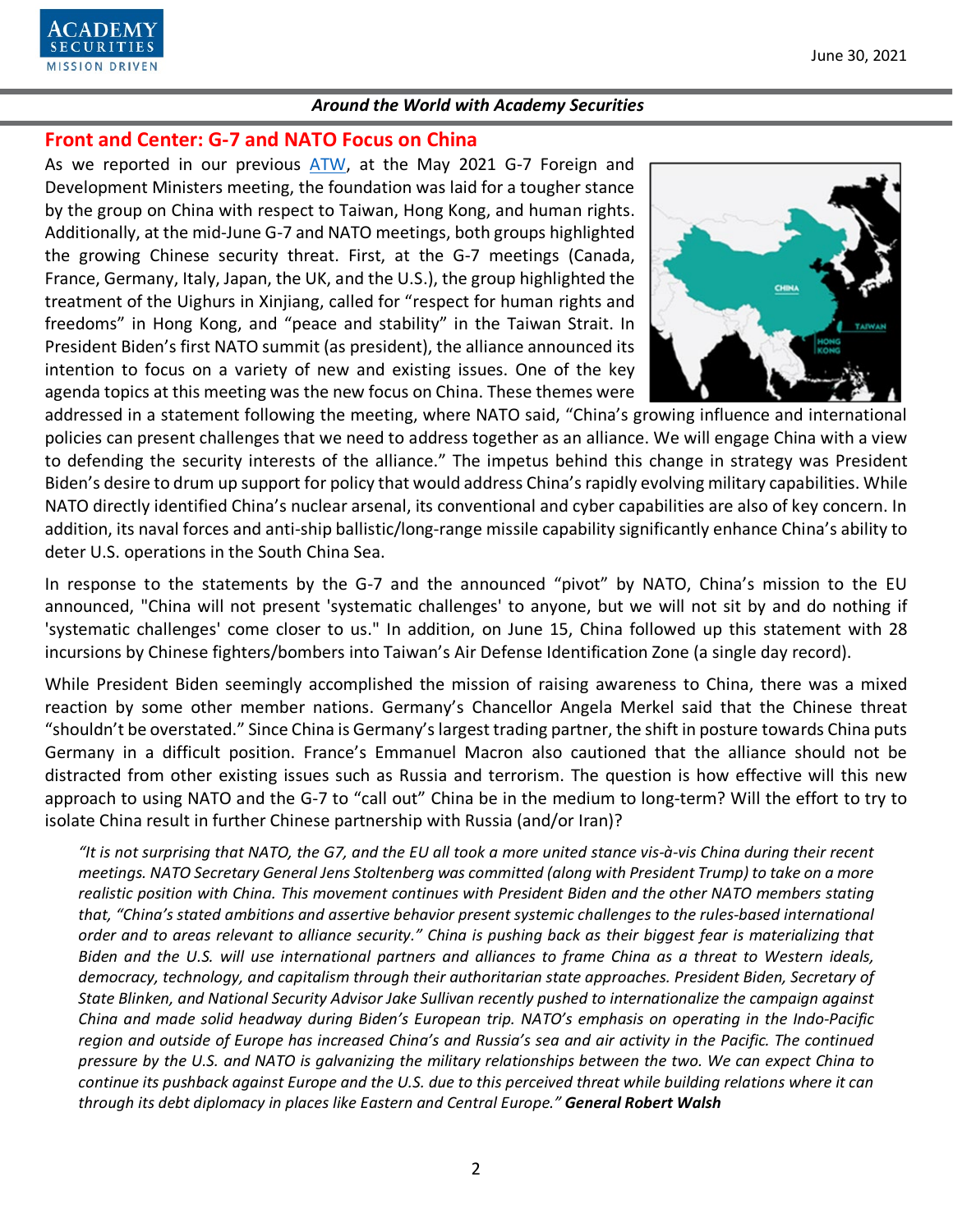## Front and Center: G-7 and NATO Focus on China

As we reported in our previous ATW, at the May 2021 G-7 Foreign and Development Ministers meeting, the foundation was laid for a tougher stance by the group on China with respect to Taiwan, Hong Kong, and human rights. Additionally, at the mid-June G-7 and NATO meetings, both groups highlighted the growing Chinese security threat. First, at the G-7 meetings (Canada, France, Germany, Italy, Japan, the UK, and the U.S.), the group highlighted the treatment of the Uighurs in Xinjiang, called for "respect for human rights and freedoms" in Hong Kong, and "peace and stability" in the Taiwan Strait. In President Biden's first NATO summit (as president), the alliance announced its intention to focus on a variety of new and existing issues. One of the key agenda topics at this meeting was the new focus on China. These themes were addressed in a statement following the meeting, where NATO said, "China's growing influence and international policies can present challenges that we need to address together as an alliance. We will engage China with a view to defending the security interests of the alliance." The impetus behind this change in strategy was President Biden's desire to drum up support for policy that would address China's rapidly evolving military capabilities. While NATO directly identified China's nuclear arsenal, its conventional and cyber capabilities are also of key concern. In addition, its naval forces and anti-ship ballistic/long-range missile capability significantly enhance China's ability to deter U.S. operations in the South China Sea.

In response to the statements by the G-7 and the announced "pivot" by NATO, China's mission to the EU announced, "China will not present 'systematic challenges' to anyone, but we will not sit by and do nothing if 'systematic challenges' come closer to us." In addition, on June 15, China followed up this statement with 28 incursions by Chinese fighters/bombers into Taiwan's Air Defense Identification Zone (a single day record).

While President Biden seemingly accomplished the mission of raising awareness to China, there was a mixed reaction by some other member nations. Germany's Chancellor Angela Merkel said that the Chinese threat "shouldn't be overstated." Since China is Germany's largest trading partner, the shift in posture towards China puts Germany in a difficult position. France's Emmanuel Macron also cautioned that the alliance should not be distracted from other existing issues such as Russia and terrorism. The question is how effective will this new approach to using NATO and the G-7 to "call out" China be in the medium to long-term? Will the effort to try to isolate China result in further Chinese partnership with Russia (and/or Iran)?

> *"It is not surprising that NATO, the G7, and the EU all took a more united stance vis-à-vis China during their recent meetings. NATO Secretary General Jens Stoltenberg was committed (along with President Trump) to take on a more realistic position with China. This movement continues with President Biden and the other NATO members stating that, "China's stated ambitions and assertive behavior present systemic challenges to the rules-based international order and to areas relevant to alliance security." China is pushing back as their biggest fear is materializing that Biden and the U.S. will use international partners and alliances to frame China as a threat to Western ideals, democracy, technology, and capitalism through their authoritarian state approaches. President Biden, Secretary of State Blinken, and National Security Advisor Jake Sullivan recently pushed to internationalize the campaign against China and made solid headway during Biden's European trip. NATO's emphasis on operating in the Indo-Pacific region and outside of Europe has increased China's and Russia's sea and air activity in the Pacific. The continued pressure by the U.S. and NATO is galvanizing the military relationships between the two. We can expect China to continue its pushback against Europe and the U.S. due to this perceived threat while building relations where it can through its debt diplomacy in places like Eastern and Central Europe."* ***General Robert Walsh***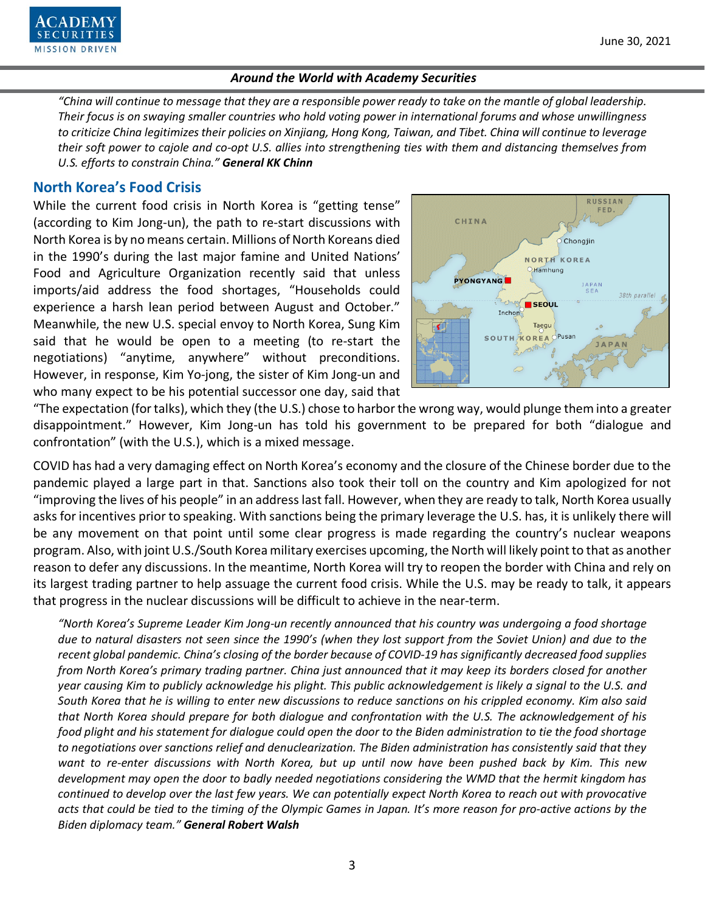*"China will continue to message that they are a responsible power ready to take on the mantle of global leadership. Their focus is on swaying smaller countries who hold voting power in international forums and whose unwillingness to criticize China legitimizes their policies on Xinjiang, Hong Kong, Taiwan, and Tibet. China will continue to leverage their soft power to cajole and co-opt U.S. allies into strengthening ties with them and distancing themselves from U.S. efforts to constrain China."* ***General KK Chinn***

## North Korea's Food Crisis

While the current food crisis in North Korea is "getting tense" (according to Kim Jong-un), the path to re-start discussions with North Korea is by no means certain. Millions of North Koreans died in the 1990's during the last major famine and United Nations' Food and Agriculture Organization recently said that unless imports/aid address the food shortages, "Households could experience a harsh lean period between August and October." Meanwhile, the new U.S. special envoy to North Korea, Sung Kim said that he would be open to a meeting (to re-start the negotiations) "anytime, anywhere" without preconditions. However, in response, Kim Yo-jong, the sister of Kim Jong-un and who many expect to be his potential successor one day, said that "The expectation (for talks), which they (the U.S.) chose to harbor the wrong way, would plunge them into a greater disappointment." However, Kim Jong-un has told his government to be prepared for both "dialogue and confrontation" (with the U.S.), which is a mixed message.

COVID has had a very damaging effect on North Korea's economy and the closure of the Chinese border due to the pandemic played a large part in that. Sanctions also took their toll on the country and Kim apologized for not "improving the lives of his people" in an address last fall. However, when they are ready to talk, North Korea usually asks for incentives prior to speaking. With sanctions being the primary leverage the U.S. has, it is unlikely there will be any movement on that point until some clear progress is made regarding the country's nuclear weapons program. Also, with joint U.S./South Korea military exercises upcoming, the North will likely point to that as another reason to defer any discussions. In the meantime, North Korea will try to reopen the border with China and rely on its largest trading partner to help assuage the current food crisis. While the U.S. may be ready to talk, it appears that progress in the nuclear discussions will be difficult to achieve in the near-term.

*"North Korea's Supreme Leader Kim Jong-un recently announced that his country was undergoing a food shortage due to natural disasters not seen since the 1990's (when they lost support from the Soviet Union) and due to the recent global pandemic. China's closing of the border because of COVID-19 has significantly decreased food supplies from North Korea's primary trading partner. China just announced that it may keep its borders closed for another year causing Kim to publicly acknowledge his plight. This public acknowledgement is likely a signal to the U.S. and South Korea that he is willing to enter new discussions to reduce sanctions on his crippled economy. Kim also said that North Korea should prepare for both dialogue and confrontation with the U.S. The acknowledgement of his food plight and his statement for dialogue could open the door to the Biden administration to tie the food shortage to negotiations over sanctions relief and denuclearization. The Biden administration has consistently said that they want to re-enter discussions with North Korea, but up until now have been pushed back by Kim. This new development may open the door to badly needed negotiations considering the WMD that the hermit kingdom has continued to develop over the last few years. We can potentially expect North Korea to reach out with provocative acts that could be tied to the timing of the Olympic Games in Japan. It's more reason for pro-active actions by the Biden diplomacy team."* ***General Robert Walsh***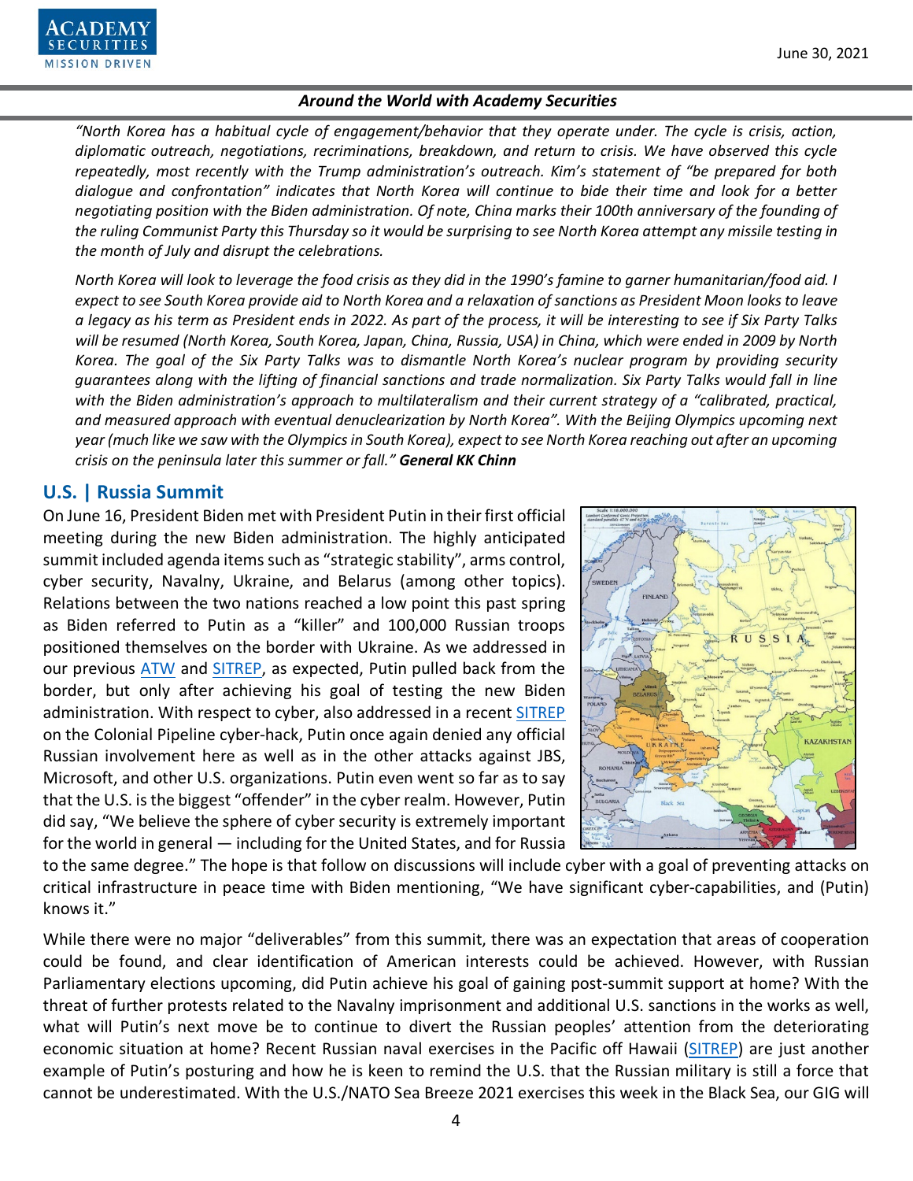*"North Korea has a habitual cycle of engagement/behavior that they operate under. The cycle is crisis, action, diplomatic outreach, negotiations, recriminations, breakdown, and return to crisis. We have observed this cycle repeatedly, most recently with the Trump administration's outreach. Kim's statement of "be prepared for both dialogue and confrontation" indicates that North Korea will continue to bide their time and look for a better negotiating position with the Biden administration. Of note, China marks their 100th anniversary of the founding of the ruling Communist Party this Thursday so it would be surprising to see North Korea attempt any missile testing in the month of July and disrupt the celebrations.*

*North Korea will look to leverage the food crisis as they did in the 1990's famine to garner humanitarian/food aid. I expect to see South Korea provide aid to North Korea and a relaxation of sanctions as President Moon looks to leave a legacy as his term as President ends in 2022. As part of the process, it will be interesting to see if Six Party Talks will be resumed (North Korea, South Korea, Japan, China, Russia, USA) in China, which were ended in 2009 by North Korea. The goal of the Six Party Talks was to dismantle North Korea's nuclear program by providing security guarantees along with the lifting of financial sanctions and trade normalization. Six Party Talks would fall in line with the Biden administration's approach to multilateralism and their current strategy of a "calibrated, practical, and measured approach with eventual denuclearization by North Korea". With the Beijing Olympics upcoming next year (much like we saw with the Olympics in South Korea), expect to see North Korea reaching out after an upcoming crisis on the peninsula later this summer or fall."* ***General KK Chinn***

## U.S. | Russia Summit

On June 16, President Biden met with President Putin in their first official meeting during the new Biden administration. The highly anticipated summit included agenda items such as "strategic stability", arms control, cyber security, Navalny, Ukraine, and Belarus (among other topics). Relations between the two nations reached a low point this past spring as Biden referred to Putin as a "killer" and 100,000 Russian troops positioned themselves on the border with Ukraine. As we addressed in our previous ATW and SITREP, as expected, Putin pulled back from the border, but only after achieving his goal of testing the new Biden administration. With respect to cyber, also addressed in a recent SITREP on the Colonial Pipeline cyber-hack, Putin once again denied any official Russian involvement here as well as in the other attacks against JBS, Microsoft, and other U.S. organizations. Putin even went so far as to say that the U.S. is the biggest "offender" in the cyber realm. However, Putin did say, "We believe the sphere of cyber security is extremely important for the world in general — including for the United States, and for Russia to the same degree." The hope is that follow on discussions will include cyber with a goal of preventing attacks on critical infrastructure in peace time with Biden mentioning, "We have significant cyber-capabilities, and (Putin) knows it."

While there were no major "deliverables" from this summit, there was an expectation that areas of cooperation could be found, and clear identification of American interests could be achieved. However, with Russian Parliamentary elections upcoming, did Putin achieve his goal of gaining post-summit support at home? With the threat of further protests related to the Navalny imprisonment and additional U.S. sanctions in the works as well, what will Putin's next move be to continue to divert the Russian peoples' attention from the deteriorating economic situation at home? Recent Russian naval exercises in the Pacific off Hawaii (SITREP) are just another example of Putin's posturing and how he is keen to remind the U.S. that the Russian military is still a force that cannot be underestimated. With the U.S./NATO Sea Breeze 2021 exercises this week in the Black Sea, our GIG will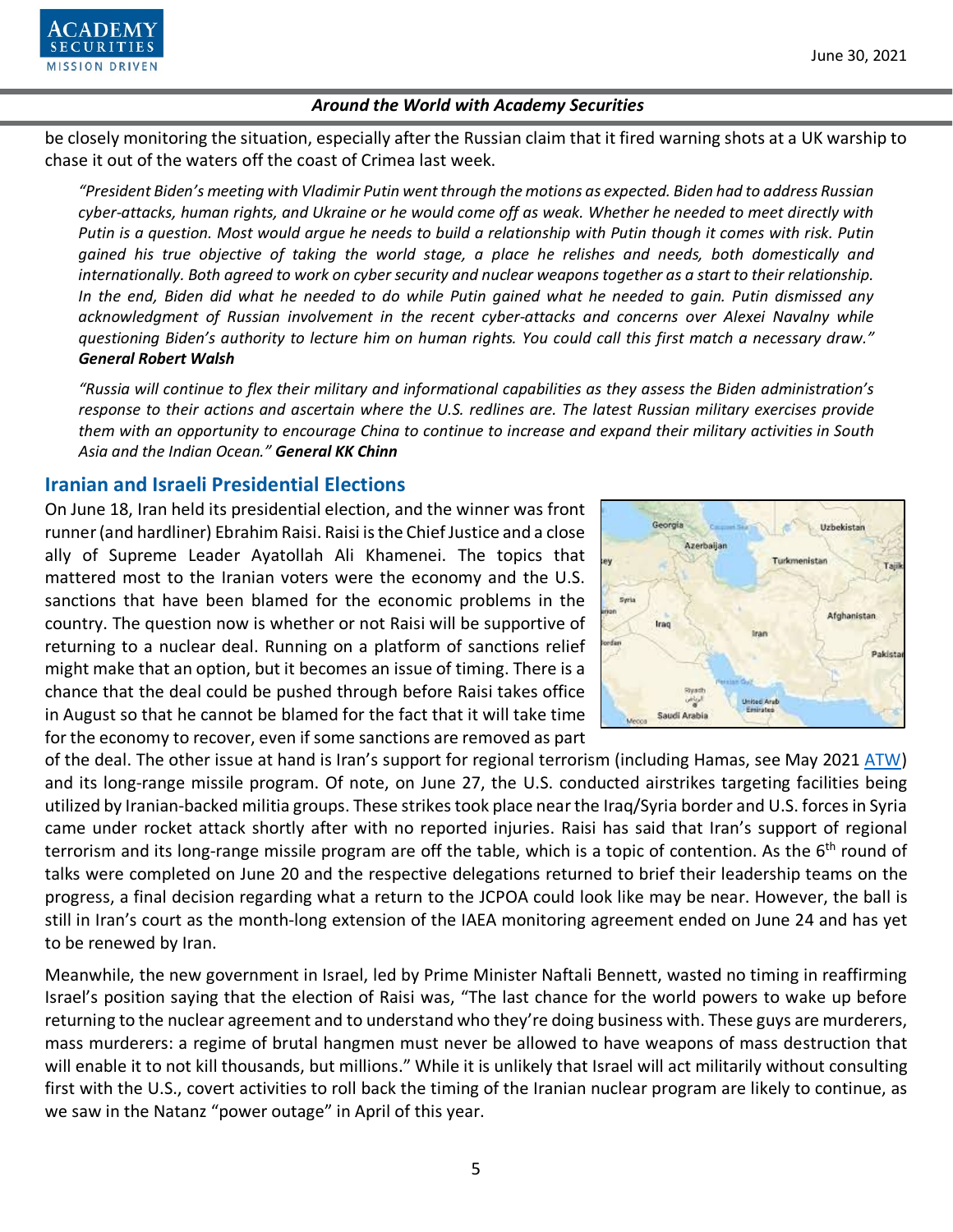be closely monitoring the situation, especially after the Russian claim that it fired warning shots at a UK warship to chase it out of the waters off the coast of Crimea last week.

> *"President Biden's meeting with Vladimir Putin went through the motions as expected. Biden had to address Russian cyber-attacks, human rights, and Ukraine or he would come off as weak. Whether he needed to meet directly with Putin is a question. Most would argue he needs to build a relationship with Putin though it comes with risk. Putin gained his true objective of taking the world stage, a place he relishes and needs, both domestically and internationally. Both agreed to work on cyber security and nuclear weapons together as a start to their relationship. In the end, Biden did what he needed to do while Putin gained what he needed to gain. Putin dismissed any acknowledgment of Russian involvement in the recent cyber-attacks and concerns over Alexei Navalny while questioning Biden's authority to lecture him on human rights. You could call this first match a necessary draw."* ***General Robert Walsh***

> *"Russia will continue to flex their military and informational capabilities as they assess the Biden administration's response to their actions and ascertain where the U.S. redlines are. The latest Russian military exercises provide them with an opportunity to encourage China to continue to increase and expand their military activities in South Asia and the Indian Ocean."* ***General KK Chinn***

## Iranian and Israeli Presidential Elections

On June 18, Iran held its presidential election, and the winner was front runner (and hardliner) Ebrahim Raisi. Raisi is the Chief Justice and a close ally of Supreme Leader Ayatollah Ali Khamenei. The topics that mattered most to the Iranian voters were the economy and the U.S. sanctions that have been blamed for the economic problems in the country. The question now is whether or not Raisi will be supportive of returning to a nuclear deal. Running on a platform of sanctions relief might make that an option, but it becomes an issue of timing. There is a chance that the deal could be pushed through before Raisi takes office in August so that he cannot be blamed for the fact that it will take time for the economy to recover, even if some sanctions are removed as part of the deal. The other issue at hand is Iran's support for regional terrorism (including Hamas, see May 2021 ATW) and its long-range missile program. Of note, on June 27, the U.S. conducted airstrikes targeting facilities being utilized by Iranian-backed militia groups. These strikes took place near the Iraq/Syria border and U.S. forces in Syria came under rocket attack shortly after with no reported injuries. Raisi has said that Iran's support of regional terrorism and its long-range missile program are off the table, which is a topic of contention. As the 6th round of talks were completed on June 20 and the respective delegations returned to brief their leadership teams on the progress, a final decision regarding what a return to the JCPOA could look like may be near. However, the ball is still in Iran's court as the month-long extension of the IAEA monitoring agreement ended on June 24 and has yet to be renewed by Iran.

Meanwhile, the new government in Israel, led by Prime Minister Naftali Bennett, wasted no timing in reaffirming Israel's position saying that the election of Raisi was, "The last chance for the world powers to wake up before returning to the nuclear agreement and to understand who they're doing business with. These guys are murderers, mass murderers: a regime of brutal hangmen must never be allowed to have weapons of mass destruction that will enable it to not kill thousands, but millions." While it is unlikely that Israel will act militarily without consulting first with the U.S., covert activities to roll back the timing of the Iranian nuclear program are likely to continue, as we saw in the Natanz "power outage" in April of this year.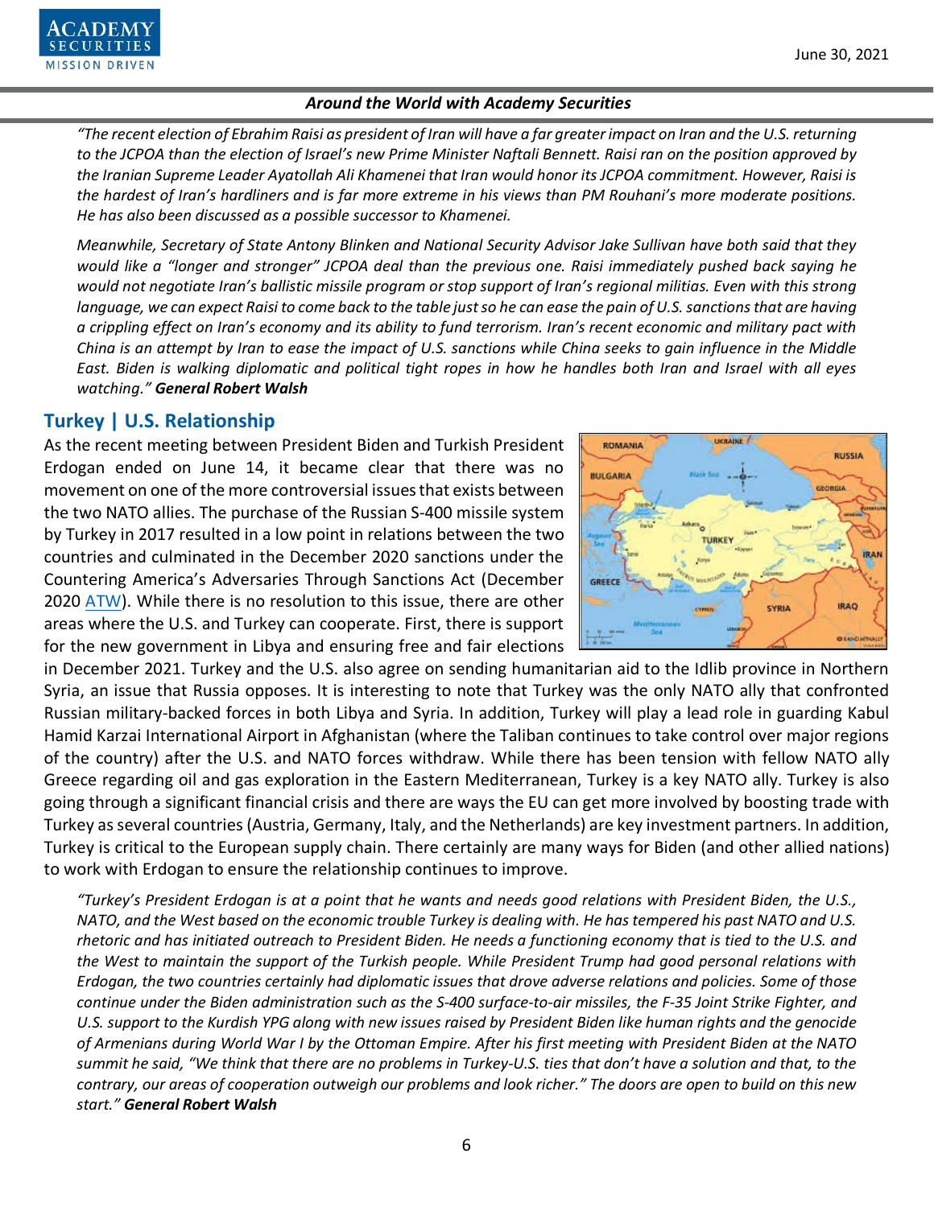*"The recent election of Ebrahim Raisi as president of Iran will have a far greater impact on Iran and the U.S. returning to the JCPOA than the election of Israel's new Prime Minister Naftali Bennett. Raisi ran on the position approved by the Iranian Supreme Leader Ayatollah Ali Khamenei that Iran would honor its JCPOA commitment. However, Raisi is the hardest of Iran's hardliners and is far more extreme in his views than PM Rouhani's more moderate positions. He has also been discussed as a possible successor to Khamenei.*

*Meanwhile, Secretary of State Antony Blinken and National Security Advisor Jake Sullivan have both said that they would like a "longer and stronger" JCPOA deal than the previous one. Raisi immediately pushed back saying he would not negotiate Iran's ballistic missile program or stop support of Iran's regional militias. Even with this strong language, we can expect Raisi to come back to the table just so he can ease the pain of U.S. sanctions that are having a crippling effect on Iran's economy and its ability to fund terrorism. Iran's recent economic and military pact with China is an attempt by Iran to ease the impact of U.S. sanctions while China seeks to gain influence in the Middle East. Biden is walking diplomatic and political tight ropes in how he handles both Iran and Israel with all eyes watching."* ***General Robert Walsh***

## Turkey | U.S. Relationship

As the recent meeting between President Biden and Turkish President Erdogan ended on June 14, it became clear that there was no movement on one of the more controversial issues that exists between the two NATO allies. The purchase of the Russian S-400 missile system by Turkey in 2017 resulted in a low point in relations between the two countries and culminated in the December 2020 sanctions under the Countering America's Adversaries Through Sanctions Act (December 2020 ATW). While there is no resolution to this issue, there are other areas where the U.S. and Turkey can cooperate. First, there is support for the new government in Libya and ensuring free and fair elections in December 2021. Turkey and the U.S. also agree on sending humanitarian aid to the Idlib province in Northern Syria, an issue that Russia opposes. It is interesting to note that Turkey was the only NATO ally that confronted Russian military-backed forces in both Libya and Syria. In addition, Turkey will play a lead role in guarding Kabul Hamid Karzai International Airport in Afghanistan (where the Taliban continues to take control over major regions of the country) after the U.S. and NATO forces withdraw. While there has been tension with fellow NATO ally Greece regarding oil and gas exploration in the Eastern Mediterranean, Turkey is a key NATO ally. Turkey is also going through a significant financial crisis and there are ways the EU can get more involved by boosting trade with Turkey as several countries (Austria, Germany, Italy, and the Netherlands) are key investment partners. In addition, Turkey is critical to the European supply chain. There certainly are many ways for Biden (and other allied nations) to work with Erdogan to ensure the relationship continues to improve.

*"Turkey's President Erdogan is at a point that he wants and needs good relations with President Biden, the U.S., NATO, and the West based on the economic trouble Turkey is dealing with. He has tempered his past NATO and U.S. rhetoric and has initiated outreach to President Biden. He needs a functioning economy that is tied to the U.S. and the West to maintain the support of the Turkish people. While President Trump had good personal relations with Erdogan, the two countries certainly had diplomatic issues that drove adverse relations and policies. Some of those continue under the Biden administration such as the S-400 surface-to-air missiles, the F-35 Joint Strike Fighter, and U.S. support to the Kurdish YPG along with new issues raised by President Biden like human rights and the genocide of Armenians during World War I by the Ottoman Empire. After his first meeting with President Biden at the NATO summit he said, "We think that there are no problems in Turkey-U.S. ties that don't have a solution and that, to the contrary, our areas of cooperation outweigh our problems and look richer." The doors are open to build on this new start."* ***General Robert Walsh***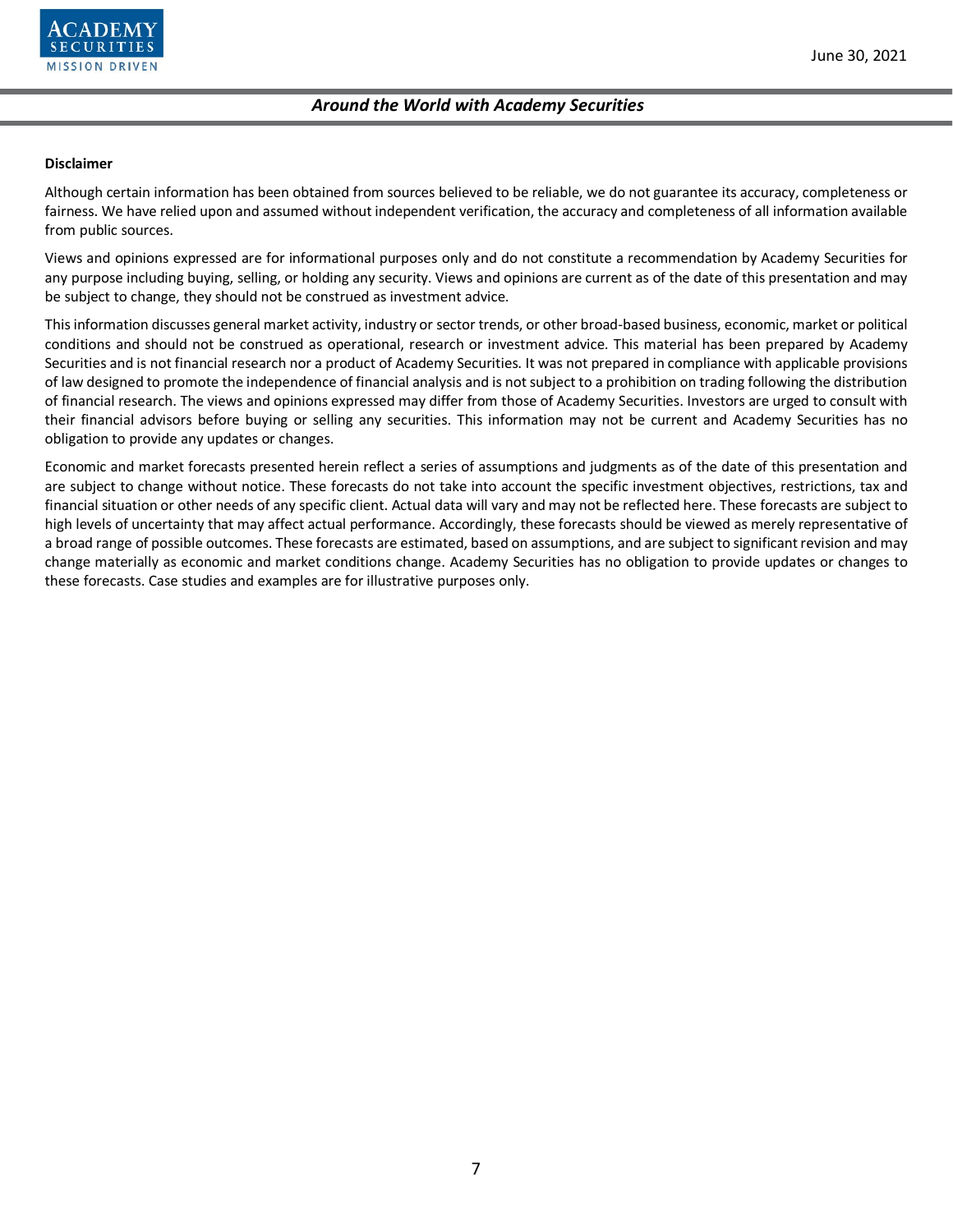**Disclaimer**

Although certain information has been obtained from sources believed to be reliable, we do not guarantee its accuracy, completeness or fairness. We have relied upon and assumed without independent verification, the accuracy and completeness of all information available from public sources.

Views and opinions expressed are for informational purposes only and do not constitute a recommendation by Academy Securities for any purpose including buying, selling, or holding any security. Views and opinions are current as of the date of this presentation and may be subject to change, they should not be construed as investment advice.

This information discusses general market activity, industry or sector trends, or other broad-based business, economic, market or political conditions and should not be construed as operational, research or investment advice. This material has been prepared by Academy Securities and is not financial research nor a product of Academy Securities. It was not prepared in compliance with applicable provisions of law designed to promote the independence of financial analysis and is not subject to a prohibition on trading following the distribution of financial research. The views and opinions expressed may differ from those of Academy Securities. Investors are urged to consult with their financial advisors before buying or selling any securities. This information may not be current and Academy Securities has no obligation to provide any updates or changes.

Economic and market forecasts presented herein reflect a series of assumptions and judgments as of the date of this presentation and are subject to change without notice. These forecasts do not take into account the specific investment objectives, restrictions, tax and financial situation or other needs of any specific client. Actual data will vary and may not be reflected here. These forecasts are subject to high levels of uncertainty that may affect actual performance. Accordingly, these forecasts should be viewed as merely representative of a broad range of possible outcomes. These forecasts are estimated, based on assumptions, and are subject to significant revision and may change materially as economic and market conditions change. Academy Securities has no obligation to provide updates or changes to these forecasts. Case studies and examples are for illustrative purposes only.